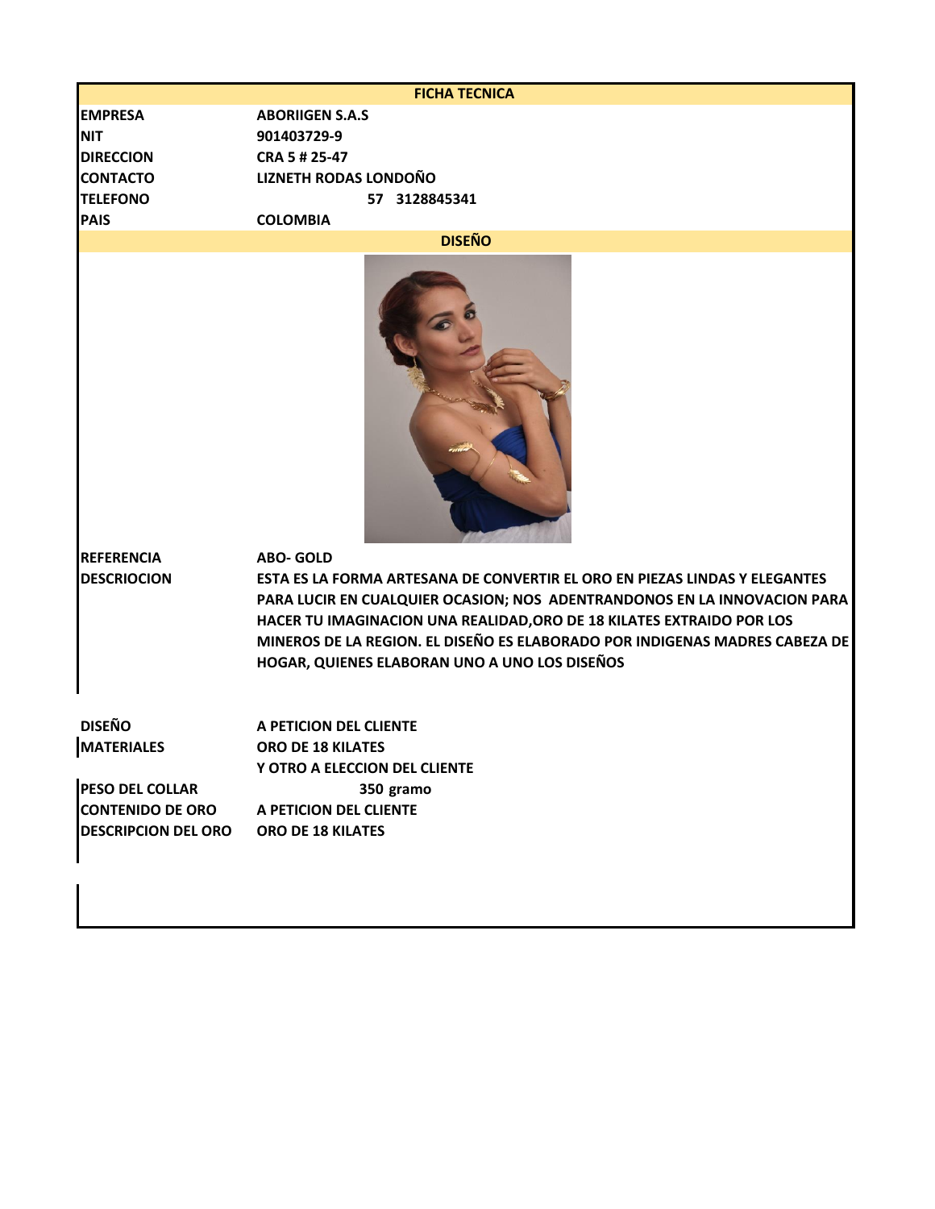## FICHA TECNICA

| | |
|---|---|
| **EMPRESA** | **ABORIIGEN S.A.S** |
| **NIT** | **901403729-9** |
| **DIRECCION** | **CRA 5 # 25-47** |
| **CONTACTO** | **LIZNETH RODAS LONDOÑO** |
| **TELEFONO** | **57 3128845341** |
| **PAIS** | **COLOMBIA** |

## DISEÑO

| | |
|---|---|
| **REFERENCIA** | **ABO- GOLD** |
| **DESCRIOCION** | **ESTA ES LA FORMA ARTESANA DE CONVERTIR EL ORO EN PIEZAS LINDAS Y ELEGANTES PARA LUCIR EN CUALQUIER OCASION; NOS ADENTRANDONOS EN LA INNOVACION PARA HACER TU IMAGINACION UNA REALIDAD,ORO DE 18 KILATES EXTRAIDO POR LOS MINEROS DE LA REGION. EL DISEÑO ES ELABORADO POR INDIGENAS MADRES CABEZA DE HOGAR, QUIENES ELABORAN UNO A UNO LOS DISEÑOS** |
| **DISEÑO** | **A PETICION DEL CLIENTE** |
| **MATERIALES** | **ORO DE 18 KILATES** |
| | **Y OTRO A ELECCION DEL CLIENTE** |
| **PESO DEL COLLAR** | **350 gramo** |
| **CONTENIDO DE ORO** | **A PETICION DEL CLIENTE** |
| **DESCRIPCION DEL ORO** | **ORO DE 18 KILATES** |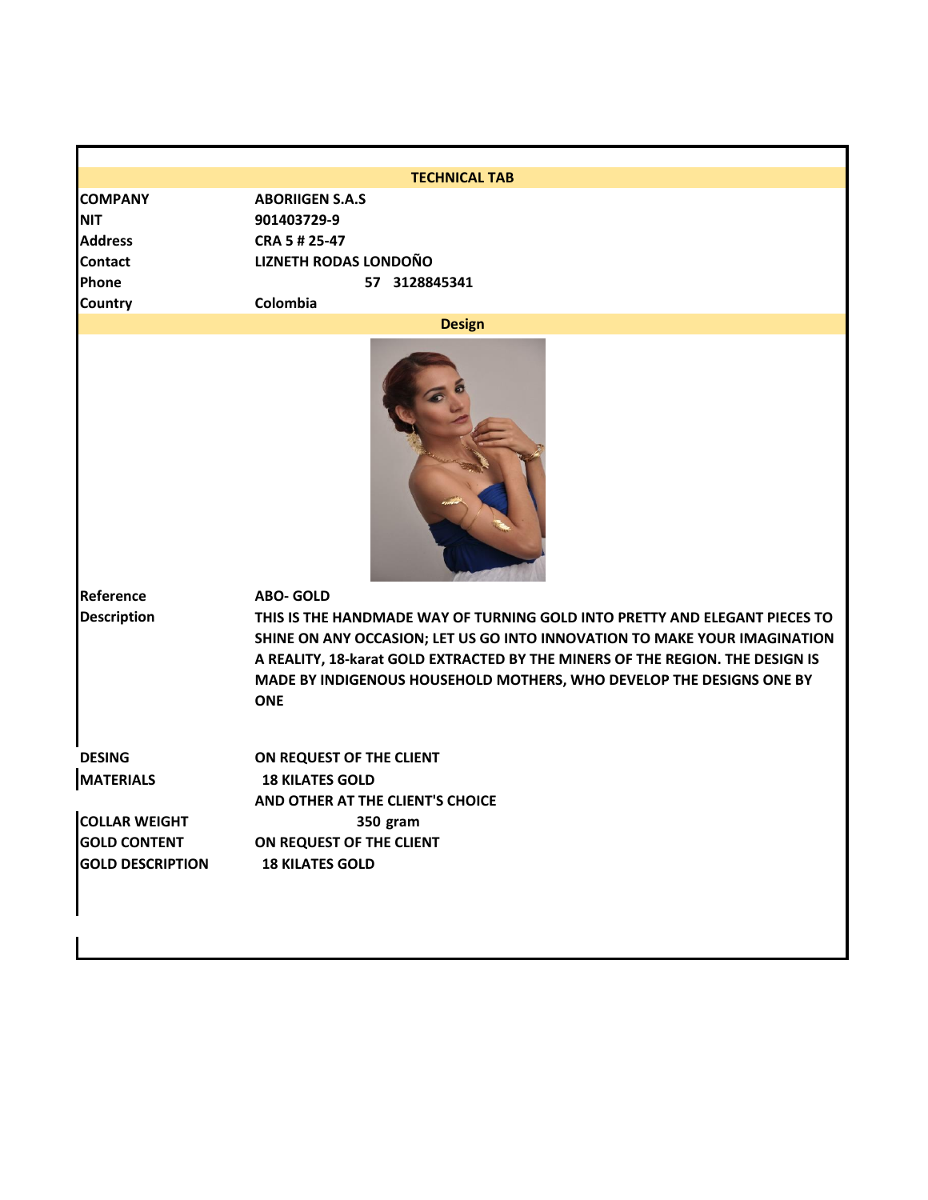## TECHNICAL TAB

| | |
|---|---|
| **COMPANY** | **ABORIIGEN S.A.S** |
| **NIT** | **901403729-9** |
| **Address** | **CRA 5 # 25-47** |
| **Contact** | **LIZNETH RODAS LONDOÑO** |
| **Phone** | **57 3128845341** |
| **Country** | **Colombia** |

## Design

| | |
|---|---|
| **Reference** | **ABO- GOLD** |
| **Description** | **THIS IS THE HANDMADE WAY OF TURNING GOLD INTO PRETTY AND ELEGANT PIECES TO SHINE ON ANY OCCASION; LET US GO INTO INNOVATION TO MAKE YOUR IMAGINATION A REALITY, 18-karat GOLD EXTRACTED BY THE MINERS OF THE REGION. THE DESIGN IS MADE BY INDIGENOUS HOUSEHOLD MOTHERS, WHO DEVELOP THE DESIGNS ONE BY ONE** |
| **DESING** | **ON REQUEST OF THE CLIENT** |
| **MATERIALS** | **18 KILATES GOLD**<br>**AND OTHER AT THE CLIENT'S CHOICE** |
| **COLLAR WEIGHT** | **350 gram** |
| **GOLD CONTENT** | **ON REQUEST OF THE CLIENT** |
| **GOLD DESCRIPTION** | **18 KILATES GOLD** |